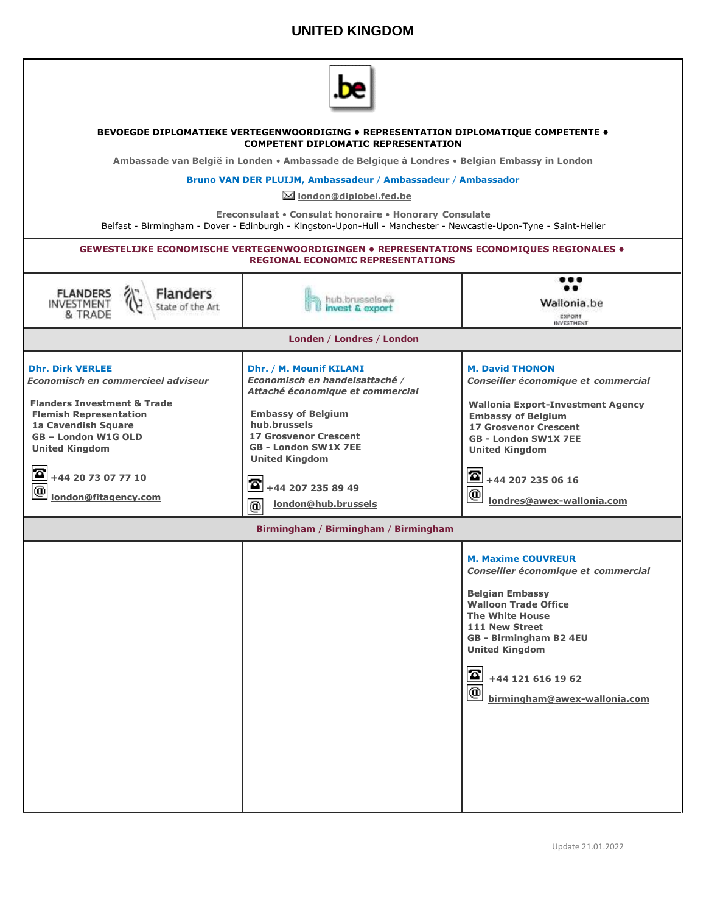# UNITED KINGDOM

**BEVOEGDE DIPLOMATIEKE VERTEGENWOORDIGING • REPRESENTATION DIPLOMATIQUE COMPETENTE • COMPETENT DIPLOMATIC REPRESENTATION**

**Ambassade van België in Londen • Ambassade de Belgique à Londres • Belgian Embassy in London**

**Bruno VAN DER PLUIJM, Ambassadeur / Ambassadeur / Ambassador**

london@diplobel.fed.be

**Ereconsulaat • Consulat honoraire • Honorary Consulate**

Belfast - Birmingham - Dover - Edinburgh - Kingston-Upon-Hull - Manchester - Newcastle-Upon-Tyne - Saint-Helier

**GEWESTELIJKE ECONOMISCHE VERTEGENWOORDIGINGEN • REPRESENTATIONS ECONOMIQUES REGIONALES • REGIONAL ECONOMIC REPRESENTATIONS**

| Flanders Investment & Trade | hub.brussels invest & export | Wallonia.be export investment |
|---|---|---|
| **Londen / Londres / London** | | |
| **Dhr. Dirk VERLEE**<br>*Economisch en commercieel adviseur*<br><br>**Flanders Investment & Trade**<br>**Flemish Representation**<br>**1a Cavendish Square**<br>**GB – London W1G OLD**<br>**United Kingdom**<br><br>☎ +44 20 73 07 77 10<br>@ london@fitagency.com | **Dhr. / M. Mounif KILANI**<br>*Economisch en handelsattaché / Attaché économique et commercial*<br><br>**Embassy of Belgium**<br>**hub.brussels**<br>**17 Grosvenor Crescent**<br>**GB - London SW1X 7EE**<br>**United Kingdom**<br><br>☎ +44 207 235 89 49<br>@ london@hub.brussels | **M. David THONON**<br>*Conseiller économique et commercial*<br><br>**Wallonia Export-Investment Agency**<br>**Embassy of Belgium**<br>**17 Grosvenor Crescent**<br>**GB - London SW1X 7EE**<br>**United Kingdom**<br><br>☎ +44 207 235 06 16<br>@ londres@awex-wallonia.com |
| **Birmingham / Birmingham / Birmingham** | | |
| | | **M. Maxime COUVREUR**<br>*Conseiller économique et commercial*<br><br>**Belgian Embassy**<br>**Walloon Trade Office**<br>**The White House**<br>**111 New Street**<br>**GB - Birmingham B2 4EU**<br>**United Kingdom**<br><br>☎ +44 121 616 19 62<br>@ birmingham@awex-wallonia.com |

Update 21.01.2022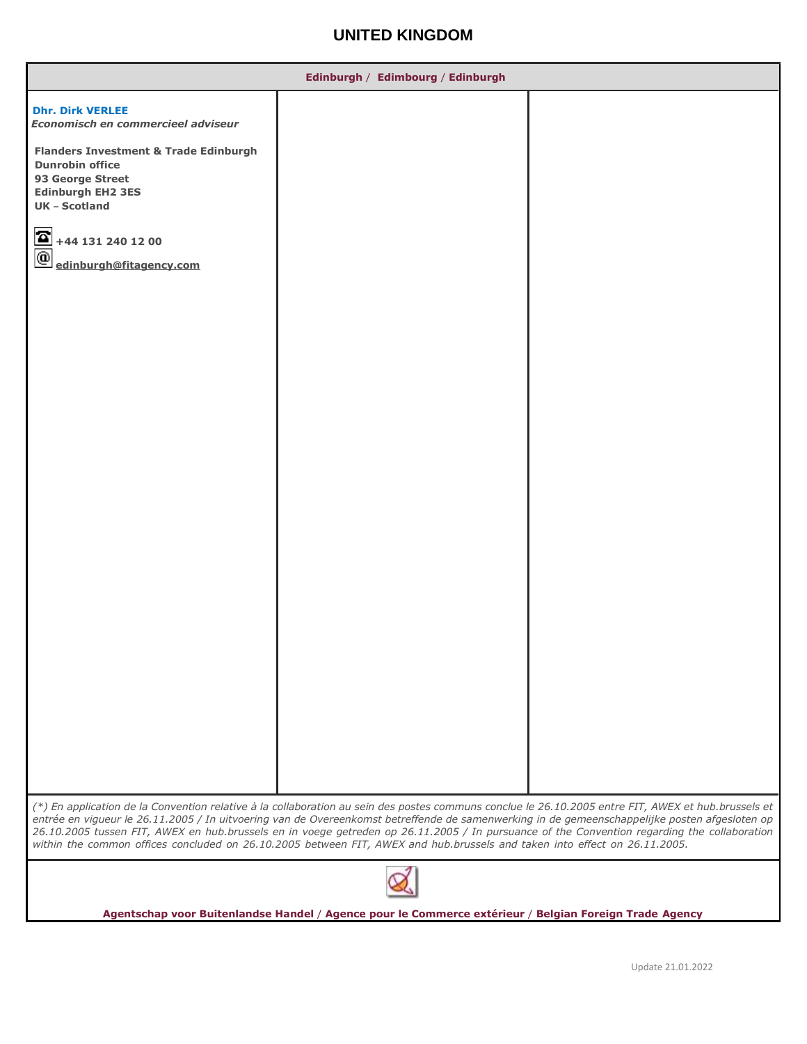# UNITED KINGDOM

| Edinburgh / Edimbourg / Edinburgh | | |
|---|---|---|
| **Dhr. Dirk VERLEE**<br>***Economisch en commercieel adviseur***<br><br>**Flanders Investment & Trade Edinburgh**<br>**Dunrobin office**<br>**93 George Street**<br>**Edinburgh EH2 3ES**<br>**UK – Scotland**<br><br>**+44 131 240 12 00**<br>**edinburgh@fitagency.com** | | |

*(\*) En application de la Convention relative à la collaboration au sein des postes communs conclue le 26.10.2005 entre FIT, AWEX et hub.brussels et entrée en vigueur le 26.11.2005 / In uitvoering van de Overeenkomst betreffende de samenwerking in de gemeenschappelijke posten afgesloten op 26.10.2005 tussen FIT, AWEX en hub.brussels en in voege getreden op 26.11.2005 / In pursuance of the Convention regarding the collaboration within the common offices concluded on 26.10.2005 between FIT, AWEX and hub.brussels and taken into effect on 26.11.2005.*

**Agentschap voor Buitenlandse Handel / Agence pour le Commerce extérieur / Belgian Foreign Trade Agency**

Update 21.01.2022